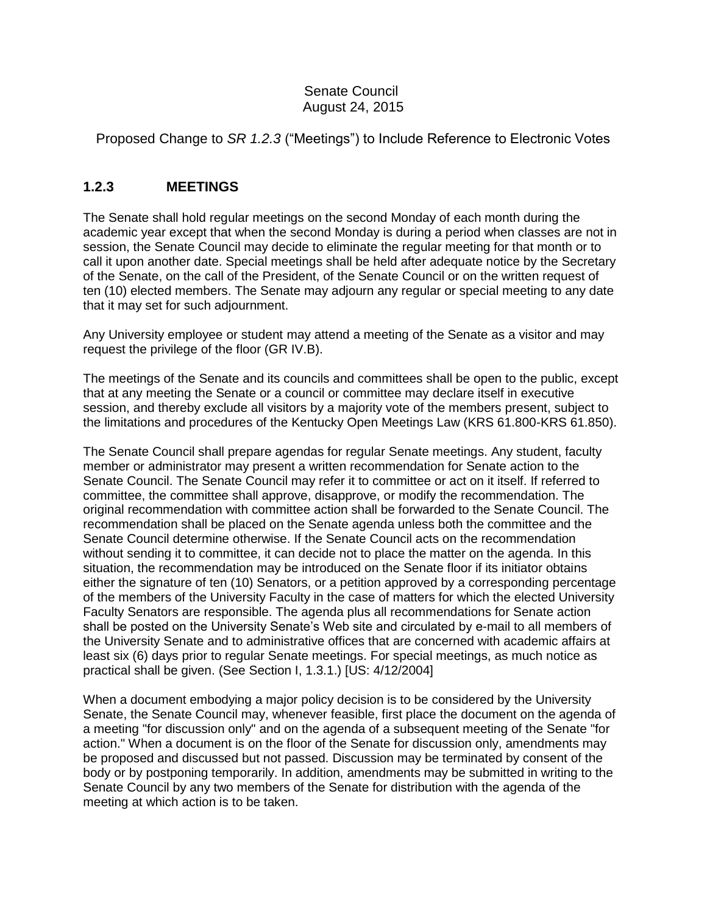Senate Council
August 24, 2015

Proposed Change to *SR 1.2.3* ("Meetings") to Include Reference to Electronic Votes

## 1.2.3 MEETINGS

The Senate shall hold regular meetings on the second Monday of each month during the academic year except that when the second Monday is during a period when classes are not in session, the Senate Council may decide to eliminate the regular meeting for that month or to call it upon another date. Special meetings shall be held after adequate notice by the Secretary of the Senate, on the call of the President, of the Senate Council or on the written request of ten (10) elected members. The Senate may adjourn any regular or special meeting to any date that it may set for such adjournment.

Any University employee or student may attend a meeting of the Senate as a visitor and may request the privilege of the floor (GR IV.B).

The meetings of the Senate and its councils and committees shall be open to the public, except that at any meeting the Senate or a council or committee may declare itself in executive session, and thereby exclude all visitors by a majority vote of the members present, subject to the limitations and procedures of the Kentucky Open Meetings Law (KRS 61.800-KRS 61.850).

The Senate Council shall prepare agendas for regular Senate meetings. Any student, faculty member or administrator may present a written recommendation for Senate action to the Senate Council. The Senate Council may refer it to committee or act on it itself. If referred to committee, the committee shall approve, disapprove, or modify the recommendation. The original recommendation with committee action shall be forwarded to the Senate Council. The recommendation shall be placed on the Senate agenda unless both the committee and the Senate Council determine otherwise. If the Senate Council acts on the recommendation without sending it to committee, it can decide not to place the matter on the agenda. In this situation, the recommendation may be introduced on the Senate floor if its initiator obtains either the signature of ten (10) Senators, or a petition approved by a corresponding percentage of the members of the University Faculty in the case of matters for which the elected University Faculty Senators are responsible. The agenda plus all recommendations for Senate action shall be posted on the University Senate's Web site and circulated by e-mail to all members of the University Senate and to administrative offices that are concerned with academic affairs at least six (6) days prior to regular Senate meetings. For special meetings, as much notice as practical shall be given. (See Section I, 1.3.1.) [US: 4/12/2004]

When a document embodying a major policy decision is to be considered by the University Senate, the Senate Council may, whenever feasible, first place the document on the agenda of a meeting "for discussion only" and on the agenda of a subsequent meeting of the Senate "for action." When a document is on the floor of the Senate for discussion only, amendments may be proposed and discussed but not passed. Discussion may be terminated by consent of the body or by postponing temporarily. In addition, amendments may be submitted in writing to the Senate Council by any two members of the Senate for distribution with the agenda of the meeting at which action is to be taken.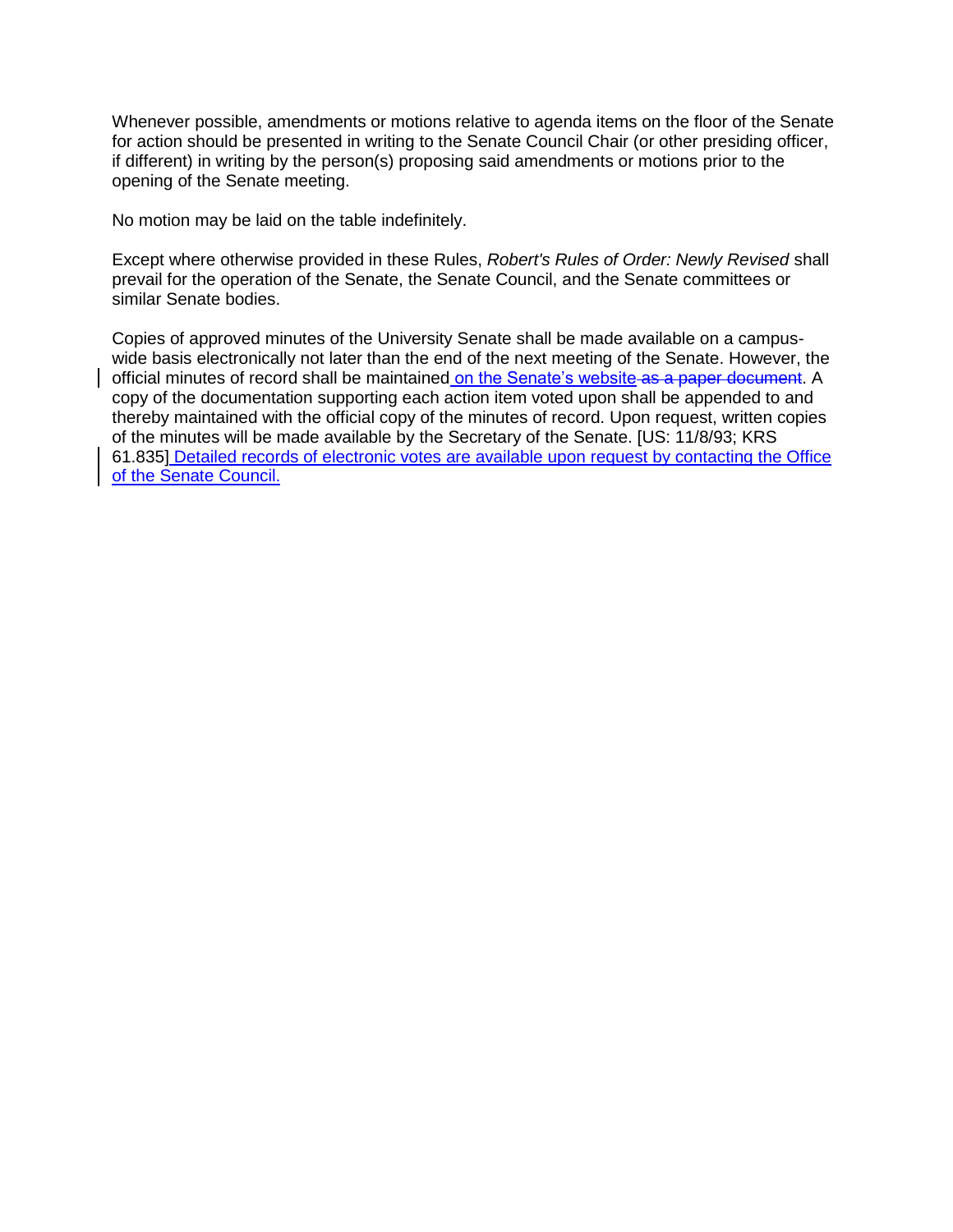Whenever possible, amendments or motions relative to agenda items on the floor of the Senate for action should be presented in writing to the Senate Council Chair (or other presiding officer, if different) in writing by the person(s) proposing said amendments or motions prior to the opening of the Senate meeting.

No motion may be laid on the table indefinitely.

Except where otherwise provided in these Rules, *Robert's Rules of Order: Newly Revised* shall prevail for the operation of the Senate, the Senate Council, and the Senate committees or similar Senate bodies.

Copies of approved minutes of the University Senate shall be made available on a campus-wide basis electronically not later than the end of the next meeting of the Senate. However, the official minutes of record shall be maintained on the Senate's website ~~as a paper document~~. A copy of the documentation supporting each action item voted upon shall be appended to and thereby maintained with the official copy of the minutes of record. Upon request, written copies of the minutes will be made available by the Secretary of the Senate. [US: 11/8/93; KRS 61.835] Detailed records of electronic votes are available upon request by contacting the Office of the Senate Council.